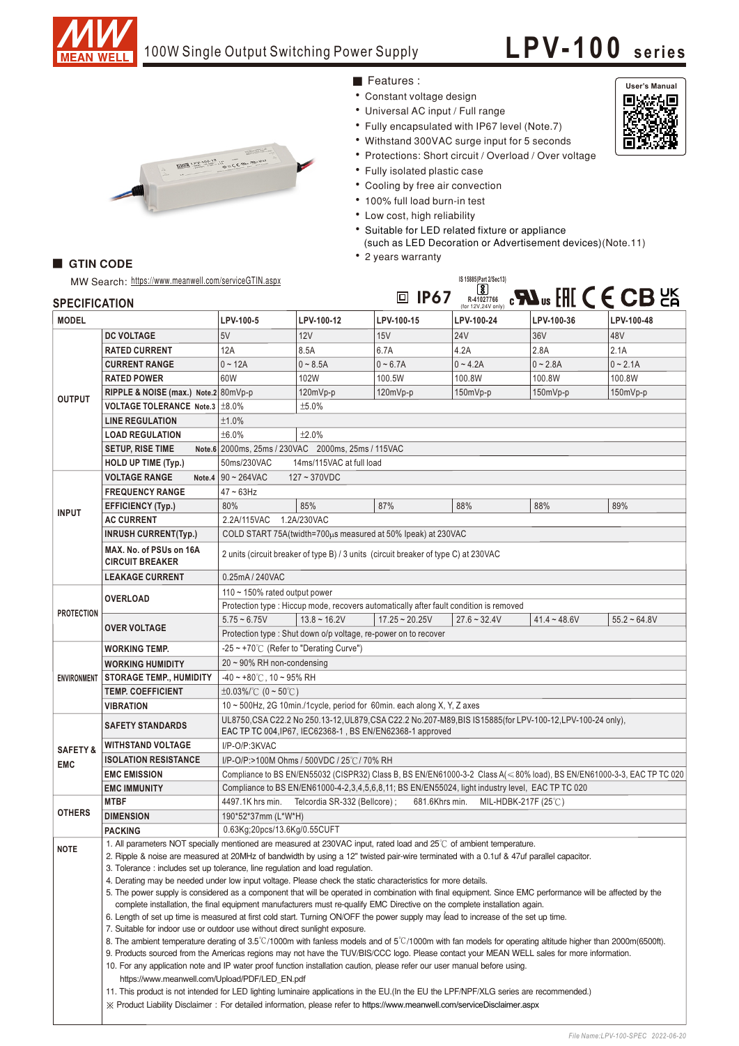# 100W Single Output Switching Power Supply

# LPV-100 series

## ■ Features :

- Constant voltage design
- Universal AC input / Full range
- Fully encapsulated with IP67 level (Note.7)
- Withstand 300VAC surge input for 5 seconds
- Protections: Short circuit / Overload / Over voltage
- Fully isolated plastic case
- Cooling by free air convection
- 100% full load burn-in test
- Low cost, high reliability
- Suitable for LED related fixture or appliance (such as LED Decoration or Advertisement devices)(Note.11)
- 2 years warranty

User's Manual

## ■ GTIN CODE

MW Search: https://www.meanwell.com/serviceGTIN.aspx

IP67 IS 15885(Part 2/Sec13) R-41027766 (for 12V,24V only)

## SPECIFICATION

| MODEL | | LPV-100-5 | LPV-100-12 | LPV-100-15 | LPV-100-24 | LPV-100-36 | LPV-100-48 |
|---|---|---|---|---|---|---|---|
| OUTPUT | DC VOLTAGE | 5V | 12V | 15V | 24V | 36V | 48V |
| | RATED CURRENT | 12A | 8.5A | 6.7A | 4.2A | 2.8A | 2.1A |
| | CURRENT RANGE | 0 ~ 12A | 0 ~ 8.5A | 0 ~ 6.7A | 0 ~ 4.2A | 0 ~ 2.8A | 0 ~ 2.1A |
| | RATED POWER | 60W | 102W | 100.5W | 100.8W | 100.8W | 100.8W |
| | RIPPLE & NOISE (max.) Note.2 | 80mVp-p | 120mVp-p | 120mVp-p | 150mVp-p | 150mVp-p | 150mVp-p |
| | VOLTAGE TOLERANCE Note.3 | ±8.0% | ±5.0% | | | | |
| | LINE REGULATION | ±1.0% | | | | | |
| | LOAD REGULATION | ±6.0% | ±2.0% | | | | |
| | SETUP, RISE TIME Note.6 | 2000ms, 25ms / 230VAC 2000ms, 25ms / 115VAC | | | | | |
| | HOLD UP TIME (Typ.) | 50ms/230VAC 14ms/115VAC at full load | | | | | |
| INPUT | VOLTAGE RANGE Note.4 | 90 ~ 264VAC 127 ~ 370VDC | | | | | |
| | FREQUENCY RANGE | 47 ~ 63Hz | | | | | |
| | EFFICIENCY (Typ.) | 80% | 85% | 87% | 88% | 88% | 89% |
| | AC CURRENT | 2.2A/115VAC 1.2A/230VAC | | | | | |
| | INRUSH CURRENT(Typ.) | COLD START 75A(twidth=700μs measured at 50% Ipeak) at 230VAC | | | | | |
| | MAX. No. of PSUs on 16A CIRCUIT BREAKER | 2 units (circuit breaker of type B) / 3 units (circuit breaker of type C) at 230VAC | | | | | |
| | LEAKAGE CURRENT | 0.25mA / 240VAC | | | | | |
| PROTECTION | OVERLOAD | 110 ~ 150% rated output power | | | | | |
| | | Protection type : Hiccup mode, recovers automatically after fault condition is removed | | | | | |
| | OVER VOLTAGE | 5.75 ~ 6.75V | 13.8 ~ 16.2V | 17.25 ~ 20.25V | 27.6 ~ 32.4V | 41.4 ~ 48.6V | 55.2 ~ 64.8V |
| | | Protection type : Shut down o/p voltage, re-power on to recover | | | | | |
| ENVIRONMENT | WORKING TEMP. | -25 ~ +70℃ (Refer to "Derating Curve") | | | | | |
| | WORKING HUMIDITY | 20 ~ 90% RH non-condensing | | | | | |
| | STORAGE TEMP., HUMIDITY | -40 ~ +80℃, 10 ~ 95% RH | | | | | |
| | TEMP. COEFFICIENT | ±0.03%/℃ (0 ~ 50℃) | | | | | |
| | VIBRATION | 10 ~ 500Hz, 2G 10min./1cycle, period for 60min. each along X, Y, Z axes | | | | | |
| SAFETY & EMC | SAFETY STANDARDS | UL8750,CSA C22.2 No 250.13-12,UL879,CSA C22.2 No.207-M89,BIS IS15885(for LPV-100-12,LPV-100-24 only), EAC TP TC 004,IP67, IEC62368-1 , BS EN/EN62368-1 approved | | | | | |
| | WITHSTAND VOLTAGE | I/P-O/P:3KVAC | | | | | |
| | ISOLATION RESISTANCE | I/P-O/P:>100M Ohms / 500VDC / 25℃/ 70% RH | | | | | |
| | EMC EMISSION | Compliance to BS EN/EN55032 (CISPR32) Class B, BS EN/EN61000-3-2 Class A(≤80% load), BS EN/EN61000-3-3, EAC TP TC 020 | | | | | |
| | EMC IMMUNITY | Compliance to BS EN/EN61000-4-2,3,4,5,6,8,11; BS EN/EN55024, light industry level, EAC TP TC 020 | | | | | |
| OTHERS | MTBF | 4497.1K hrs min. Telcordia SR-332 (Bellcore) ; 681.6Khrs min. MIL-HDBK-217F (25℃) | | | | | |
| | DIMENSION | 190*52*37mm (L*W*H) | | | | | |
| | PACKING | 0.63Kg;20pcs/13.6Kg/0.55CUFT | | | | | |

**NOTE**

1. All parameters NOT specially mentioned are measured at 230VAC input, rated load and 25℃ of ambient temperature.
2. Ripple & noise are measured at 20MHz of bandwidth by using a 12" twisted pair-wire terminated with a 0.1uf & 47uf parallel capacitor.
3. Tolerance : includes set up tolerance, line regulation and load regulation.
4. Derating may be needed under low input voltage. Please check the static characteristics for more details.
5. The power supply is considered as a component that will be operated in combination with final equipment. Since EMC performance will be affected by the complete installation, the final equipment manufacturers must re-qualify EMC Directive on the complete installation again.
6. Length of set up time is measured at first cold start. Turning ON/OFF the power supply may lead to increase of the set up time.
7. Suitable for indoor use or outdoor use without direct sunlight exposure.
8. The ambient temperature derating of 3.5℃/1000m with fanless models and of 5℃/1000m with fan models for operating altitude higher than 2000m(6500ft).
9. Products sourced from the Americas regions may not have the TUV/BIS/CCC logo. Please contact your MEAN WELL sales for more information.
10. For any application note and IP water proof function installation caution, please refer our user manual before using. https://www.meanwell.com/Upload/PDF/LED_EN.pdf
11. This product is not intended for LED lighting luminaire applications in the EU.(In the EU the LPF/NPF/XLG series are recommended.)

※ Product Liability Disclaimer : For detailed information, please refer to https://www.meanwell.com/serviceDisclaimer.aspx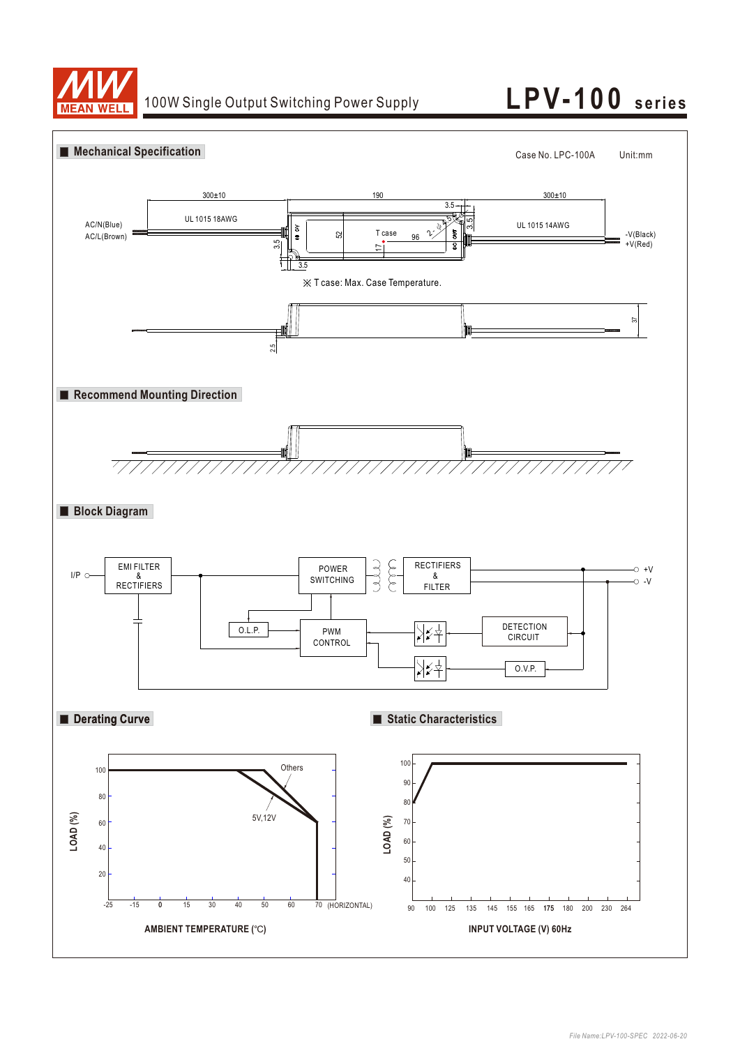# 100W Single Output Switching Power Supply

# LPV-100 series

## Mechanical Specification

Case No. LPC-100A  Unit:mm

300±10

190

300±10

UL 1015 18AWG

UL 1015 14AWG

AC/N(Blue)
AC/L(Brown)

-V(Black)
+V(Red)

3.5

3.5

52

T case

96

2-ϕ4.5

17

3.5

3.5

※ T case: Max. Case Temperature.

37

2.5

## Recommend Mounting Direction

## Block Diagram

I/P

EMI FILTER & RECTIFIERS

POWER SWITCHING

RECTIFIERS & FILTER

+V

-V

O.L.P.

PWM CONTROL

DETECTION CIRCUIT

O.V.P.

## Derating Curve

LOAD (%)

100
80
60
40
20

Others

5V,12V

-25 -15 0 15 30 40 50 60 70 (HORIZONTAL)

AMBIENT TEMPERATURE (°C)

## Static Characteristics

LOAD (%)

100
90
80
70
60
50
40

90 100 125 135 145 155 165 175 180 200 230 264

INPUT VOLTAGE (V) 60Hz

File Name:LPV-100-SPEC 2022-06-20